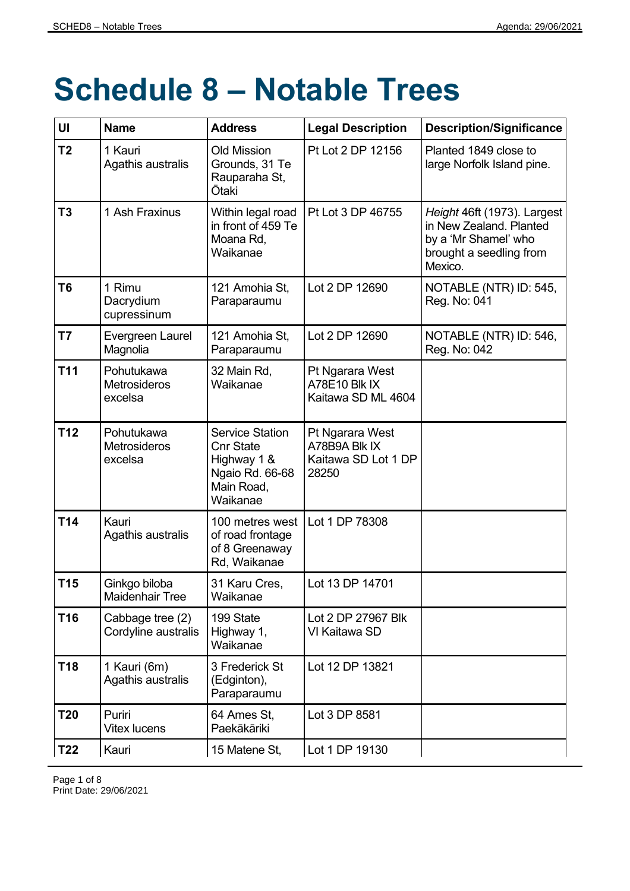# Schedule 8 – Notable Trees

| UI | Name | Address | Legal Description | Description/Significance |
|---|---|---|---|---|
| **T2** | 1 Kauri Agathis australis | Old Mission Grounds, 31 Te Rauparaha St, Ōtaki | Pt Lot 2 DP 12156 | Planted 1849 close to large Norfolk Island pine. |
| **T3** | 1 Ash Fraxinus | Within legal road in front of 459 Te Moana Rd, Waikanae | Pt Lot 3 DP 46755 | *Height* 46ft (1973). Largest in New Zealand. Planted by a 'Mr Shamel' who brought a seedling from Mexico. |
| **T6** | 1 Rimu Dacrydium cupressinum | 121 Amohia St, Paraparaumu | Lot 2 DP 12690 | NOTABLE (NTR) ID: 545, Reg. No: 041 |
| **T7** | Evergreen Laurel Magnolia | 121 Amohia St, Paraparaumu | Lot 2 DP 12690 | NOTABLE (NTR) ID: 546, Reg. No: 042 |
| **T11** | Pohutukawa Metrosideros excelsa | 32 Main Rd, Waikanae | Pt Ngarara West A78E10 Blk IX Kaitawa SD ML 4604 | |
| **T12** | Pohutukawa Metrosideros excelsa | Service Station Cnr State Highway 1 & Ngaio Rd. 66-68 Main Road, Waikanae | Pt Ngarara West A78B9A Blk IX Kaitawa SD Lot 1 DP 28250 | |
| **T14** | Kauri Agathis australis | 100 metres west of road frontage of 8 Greenaway Rd, Waikanae | Lot 1 DP 78308 | |
| **T15** | Ginkgo biloba Maidenhair Tree | 31 Karu Cres, Waikanae | Lot 13 DP 14701 | |
| **T16** | Cabbage tree (2) Cordyline australis | 199 State Highway 1, Waikanae | Lot 2 DP 27967 Blk VI Kaitawa SD | |
| **T18** | 1 Kauri (6m) Agathis australis | 3 Frederick St (Edgington), Paraparaumu | Lot 12 DP 13821 | |
| **T20** | Puriri Vitex lucens | 64 Ames St, Paekākāriki | Lot 3 DP 8581 | |
| **T22** | Kauri | 15 Matene St, | Lot 1 DP 19130 | |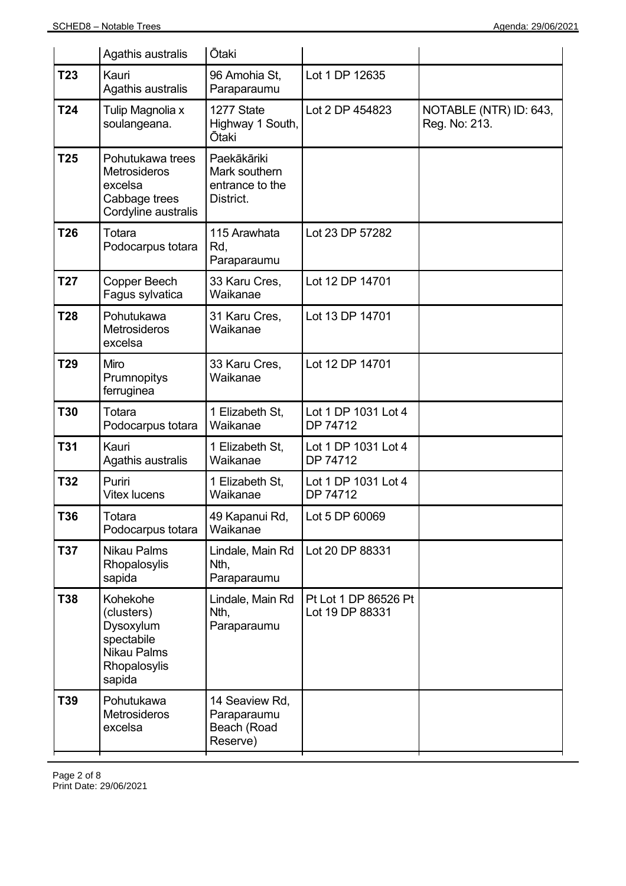| | | | | |
|---|---|---|---|---|
| | Agathis australis | Ōtaki | | |
| **T23** | Kauri Agathis australis | 96 Amohia St, Paraparaumu | Lot 1 DP 12635 | |
| **T24** | Tulip Magnolia x soulangeana. | 1277 State Highway 1 South, Ōtaki | Lot 2 DP 454823 | NOTABLE (NTR) ID: 643, Reg. No: 213. |
| **T25** | Pohutukawa trees Metrosideros excelsa Cabbage trees Cordyline australis | Paekākāriki Mark southern entrance to the District. | | |
| **T26** | Totara Podocarpus totara | 115 Arawhata Rd, Paraparaumu | Lot 23 DP 57282 | |
| **T27** | Copper Beech Fagus sylvatica | 33 Karu Cres, Waikanae | Lot 12 DP 14701 | |
| **T28** | Pohutukawa Metrosideros excelsa | 31 Karu Cres, Waikanae | Lot 13 DP 14701 | |
| **T29** | Miro Prumnopitys ferruginea | 33 Karu Cres, Waikanae | Lot 12 DP 14701 | |
| **T30** | Totara Podocarpus totara | 1 Elizabeth St, Waikanae | Lot 1 DP 1031 Lot 4 DP 74712 | |
| **T31** | Kauri Agathis australis | 1 Elizabeth St, Waikanae | Lot 1 DP 1031 Lot 4 DP 74712 | |
| **T32** | Puriri Vitex lucens | 1 Elizabeth St, Waikanae | Lot 1 DP 1031 Lot 4 DP 74712 | |
| **T36** | Totara Podocarpus totara | 49 Kapanui Rd, Waikanae | Lot 5 DP 60069 | |
| **T37** | Nikau Palms Rhopalosylis sapida | Lindale, Main Rd Nth, Paraparaumu | Lot 20 DP 88331 | |
| **T38** | Kohekohe (clusters) Dysoxylum spectabile Nikau Palms Rhopalosylis sapida | Lindale, Main Rd Nth, Paraparaumu | Pt Lot 1 DP 86526 Pt Lot 19 DP 88331 | |
| **T39** | Pohutukawa Metrosideros excelsa | 14 Seaview Rd, Paraparaumu Beach (Road Reserve) | | |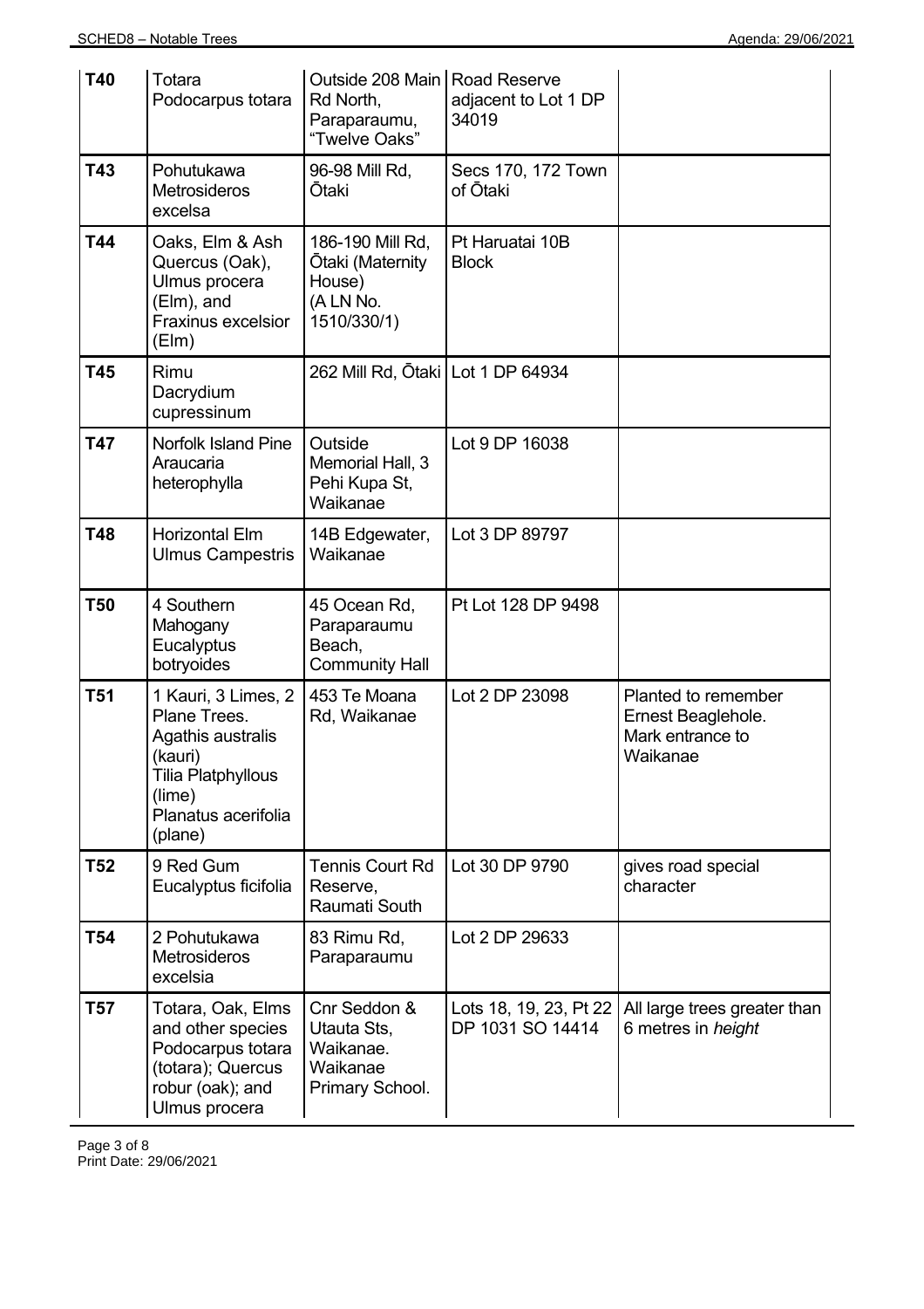| T40 | Totara Podocarpus totara | Outside 208 Main Rd North, Paraparaumu, "Twelve Oaks" | Road Reserve adjacent to Lot 1 DP 34019 | |
|---|---|---|---|---|
| T43 | Pohutukawa Metrosideros excelsa | 96-98 Mill Rd, Ōtaki | Secs 170, 172 Town of Ōtaki | |
| T44 | Oaks, Elm & Ash Quercus (Oak), Ulmus procera (Elm), and Fraxinus excelsior (Elm) | 186-190 Mill Rd, Ōtaki (Maternity House) (A LN No. 1510/330/1) | Pt Haruatai 10B Block | |
| T45 | Rimu Dacrydium cupressinum | 262 Mill Rd, Ōtaki | Lot 1 DP 64934 | |
| T47 | Norfolk Island Pine Araucaria heterophylla | Outside Memorial Hall, 3 Pehi Kupa St, Waikanae | Lot 9 DP 16038 | |
| T48 | Horizontal Elm Ulmus Campestris | 14B Edgewater, Waikanae | Lot 3 DP 89797 | |
| T50 | 4 Southern Mahogany Eucalyptus botryoides | 45 Ocean Rd, Paraparaumu Beach, Community Hall | Pt Lot 128 DP 9498 | |
| T51 | 1 Kauri, 3 Limes, 2 Plane Trees. Agathis australis (kauri) Tilia Platphyllous (lime) Planatus acerifolia (plane) | 453 Te Moana Rd, Waikanae | Lot 2 DP 23098 | Planted to remember Ernest Beaglehole. Mark entrance to Waikanae |
| T52 | 9 Red Gum Eucalyptus ficifolia | Tennis Court Rd Reserve, Raumati South | Lot 30 DP 9790 | gives road special character |
| T54 | 2 Pohutukawa Metrosideros excelsia | 83 Rimu Rd, Paraparaumu | Lot 2 DP 29633 | |
| T57 | Totara, Oak, Elms and other species Podocarpus totara (totara); Quercus robur (oak); and Ulmus procera | Cnr Seddon & Utauta Sts, Waikanae. Waikanae Primary School. | Lots 18, 19, 23, Pt 22 DP 1031 SO 14414 | All large trees greater than 6 metres in *height* |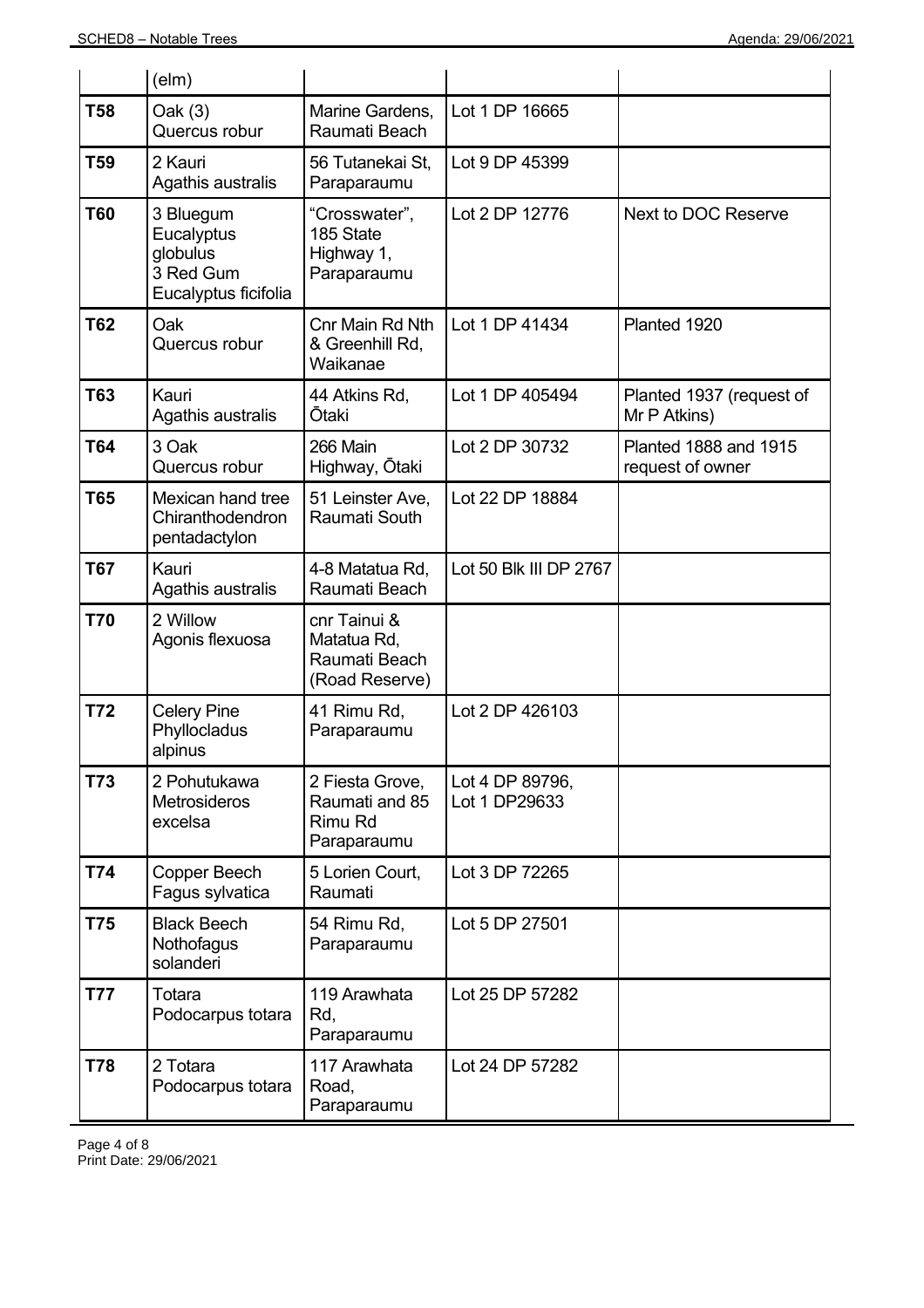| | | | | |
|---|---|---|---|---|
| | (elm) | | | |
| **T58** | Oak (3) Quercus robur | Marine Gardens, Raumati Beach | Lot 1 DP 16665 | |
| **T59** | 2 Kauri Agathis australis | 56 Tutanekai St, Paraparaumu | Lot 9 DP 45399 | |
| **T60** | 3 Bluegum Eucalyptus globulus 3 Red Gum Eucalyptus ficifolia | "Crosswater", 185 State Highway 1, Paraparaumu | Lot 2 DP 12776 | Next to DOC Reserve |
| **T62** | Oak Quercus robur | Cnr Main Rd Nth & Greenhill Rd, Waikanae | Lot 1 DP 41434 | Planted 1920 |
| **T63** | Kauri Agathis australis | 44 Atkins Rd, Ōtaki | Lot 1 DP 405494 | Planted 1937 (request of Mr P Atkins) |
| **T64** | 3 Oak Quercus robur | 266 Main Highway, Ōtaki | Lot 2 DP 30732 | Planted 1888 and 1915 request of owner |
| **T65** | Mexican hand tree Chiranthodendron pentadactylon | 51 Leinster Ave, Raumati South | Lot 22 DP 18884 | |
| **T67** | Kauri Agathis australis | 4-8 Matatua Rd, Raumati Beach | Lot 50 Blk III DP 2767 | |
| **T70** | 2 Willow Agonis flexuosa | cnr Tainui & Matatua Rd, Raumati Beach (Road Reserve) | | |
| **T72** | Celery Pine Phyllocladus alpinus | 41 Rimu Rd, Paraparaumu | Lot 2 DP 426103 | |
| **T73** | 2 Pohutukawa Metrosideros excelsa | 2 Fiesta Grove, Raumati and 85 Rimu Rd Paraparaumu | Lot 4 DP 89796, Lot 1 DP29633 | |
| **T74** | Copper Beech Fagus sylvatica | 5 Lorien Court, Raumati | Lot 3 DP 72265 | |
| **T75** | Black Beech Nothofagus solanderi | 54 Rimu Rd, Paraparaumu | Lot 5 DP 27501 | |
| **T77** | Totara Podocarpus totara | 119 Arawhata Rd, Paraparaumu | Lot 25 DP 57282 | |
| **T78** | 2 Totara Podocarpus totara | 117 Arawhata Road, Paraparaumu | Lot 24 DP 57282 | |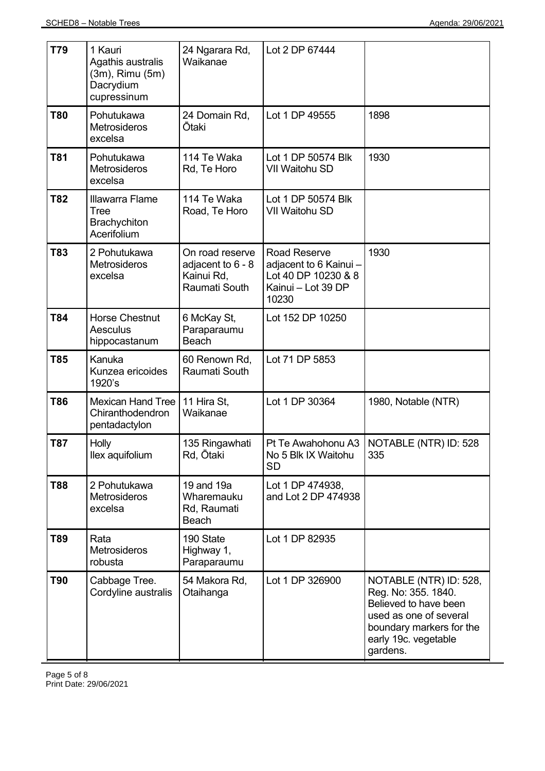| T79 | 1 Kauri Agathis australis (3m), Rimu (5m) Dacrydium cupressinum | 24 Ngarara Rd, Waikanae | Lot 2 DP 67444 | |
|---|---|---|---|---|
| T80 | Pohutukawa Metrosideros excelsa | 24 Domain Rd, Ōtaki | Lot 1 DP 49555 | 1898 |
| T81 | Pohutukawa Metrosideros excelsa | 114 Te Waka Rd, Te Horo | Lot 1 DP 50574 Blk VII Waitohu SD | 1930 |
| T82 | Illawarra Flame Tree Brachychiton Acerifolium | 114 Te Waka Road, Te Horo | Lot 1 DP 50574 Blk VII Waitohu SD | |
| T83 | 2 Pohutukawa Metrosideros excelsa | On road reserve adjacent to 6 - 8 Kainui Rd, Raumati South | Road Reserve adjacent to 6 Kainui – Lot 40 DP 10230 & 8 Kainui – Lot 39 DP 10230 | 1930 |
| T84 | Horse Chestnut Aesculus hippocastanum | 6 McKay St, Paraparaumu Beach | Lot 152 DP 10250 | |
| T85 | Kanuka Kunzea ericoides 1920's | 60 Renown Rd, Raumati South | Lot 71 DP 5853 | |
| T86 | Mexican Hand Tree Chiranthodendron pentadactylon | 11 Hira St, Waikanae | Lot 1 DP 30364 | 1980, Notable (NTR) |
| T87 | Holly Ilex aquifolium | 135 Ringawhati Rd, Ōtaki | Pt Te Awahohonu A3 No 5 Blk IX Waitohu SD | NOTABLE (NTR) ID: 528 335 |
| T88 | 2 Pohutukawa Metrosideros excelsa | 19 and 19a Wharemauku Rd, Raumati Beach | Lot 1 DP 474938, and Lot 2 DP 474938 | |
| T89 | Rata Metrosideros robusta | 190 State Highway 1, Paraparaumu | Lot 1 DP 82935 | |
| T90 | Cabbage Tree. Cordyline australis | 54 Makora Rd, Otaihanga | Lot 1 DP 326900 | NOTABLE (NTR) ID: 528, Reg. No: 355. 1840. Believed to have been used as one of several boundary markers for the early 19c. vegetable gardens. |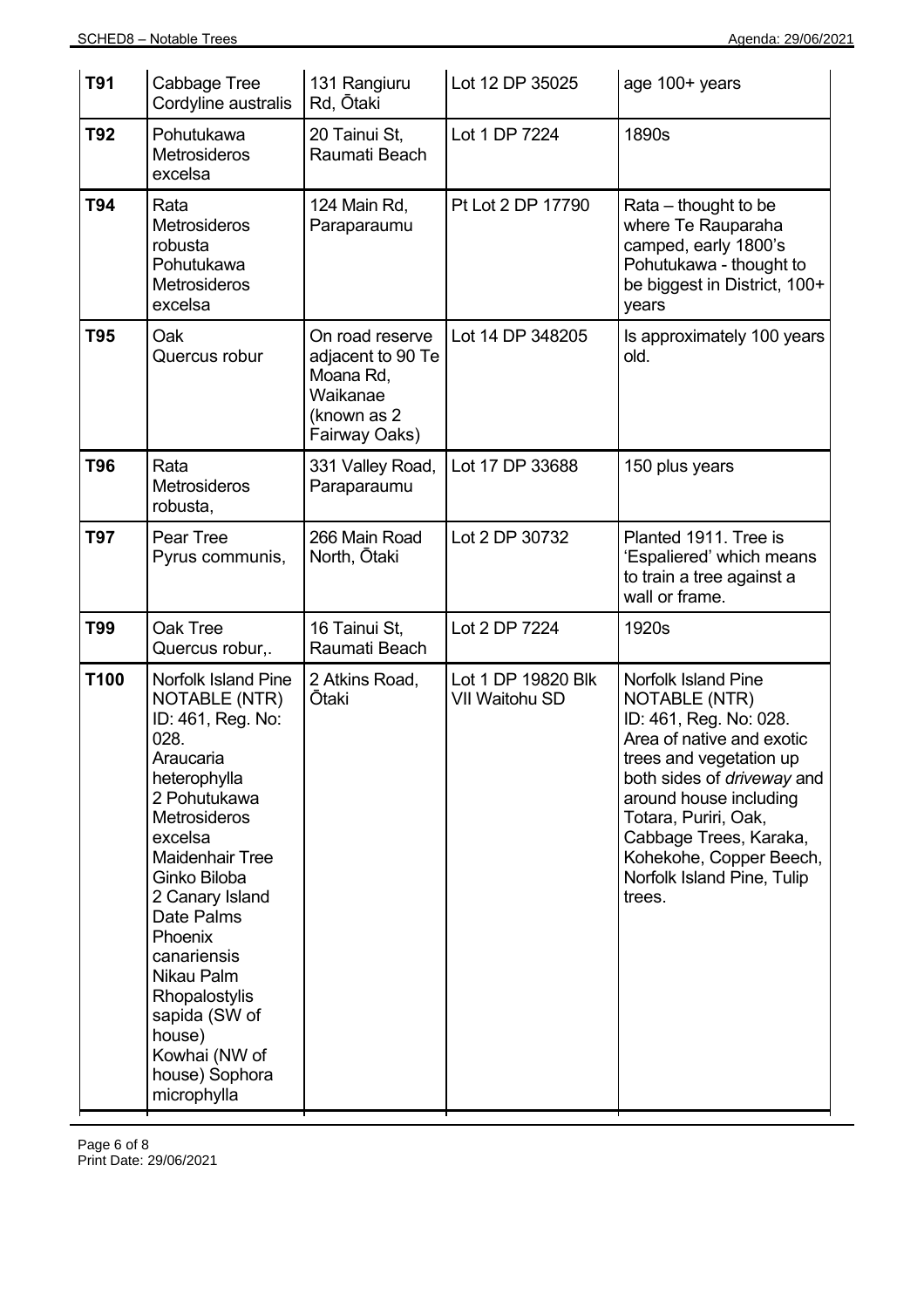| T91 | Cabbage Tree Cordyline australis | 131 Rangiuru Rd, Ōtaki | Lot 12 DP 35025 | age 100+ years |
|---|---|---|---|---|
| T92 | Pohutukawa Metrosideros excelsa | 20 Tainui St, Raumati Beach | Lot 1 DP 7224 | 1890s |
| T94 | Rata Metrosideros robusta Pohutukawa Metrosideros excelsa | 124 Main Rd, Paraparaumu | Pt Lot 2 DP 17790 | Rata – thought to be where Te Rauparaha camped, early 1800's Pohutukawa - thought to be biggest in District, 100+ years |
| T95 | Oak Quercus robur | On road reserve adjacent to 90 Te Moana Rd, Waikanae (known as 2 Fairway Oaks) | Lot 14 DP 348205 | Is approximately 100 years old. |
| T96 | Rata Metrosideros robusta, | 331 Valley Road, Paraparaumu | Lot 17 DP 33688 | 150 plus years |
| T97 | Pear Tree Pyrus communis, | 266 Main Road North, Ōtaki | Lot 2 DP 30732 | Planted 1911. Tree is 'Espaliered' which means to train a tree against a wall or frame. |
| T99 | Oak Tree Quercus robur,. | 16 Tainui St, Raumati Beach | Lot 2 DP 7224 | 1920s |
| T100 | Norfolk Island Pine NOTABLE (NTR) ID: 461, Reg. No: 028. Araucaria heterophylla 2 Pohutukawa Metrosideros excelsa Maidenhair Tree Ginko Biloba 2 Canary Island Date Palms Phoenix canariensis Nikau Palm Rhopalostylis sapida (SW of house) Kowhai (NW of house) Sophora microphylla | 2 Atkins Road, Ōtaki | Lot 1 DP 19820 Blk VII Waitohu SD | Norfolk Island Pine NOTABLE (NTR) ID: 461, Reg. No: 028. Area of native and exotic trees and vegetation up both sides of *driveway* and around house including Totara, Puriri, Oak, Cabbage Trees, Karaka, Kohekohe, Copper Beech, Norfolk Island Pine, Tulip trees. |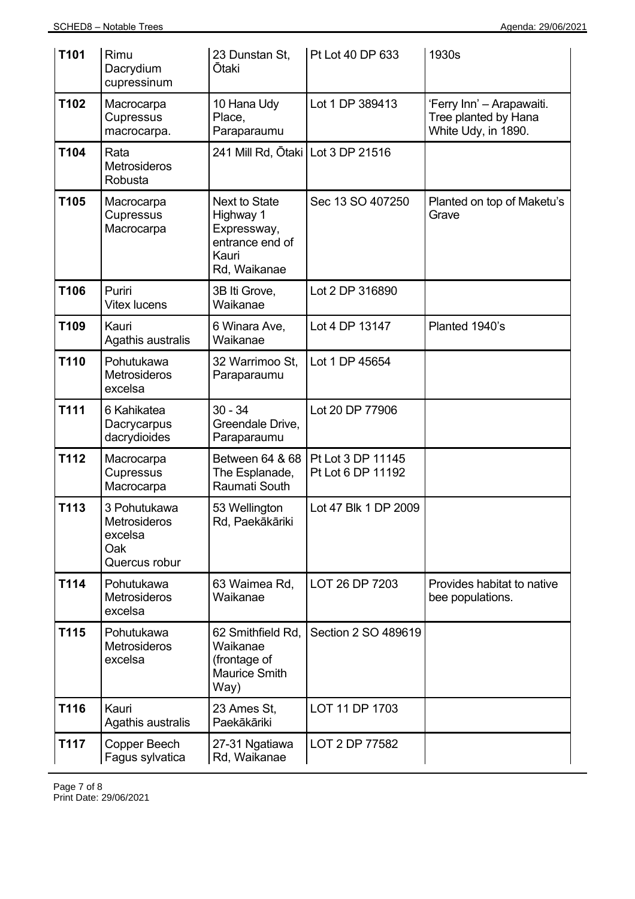| T101 | Rimu Dacrydium cupressinum | 23 Dunstan St, Ōtaki | Pt Lot 40 DP 633 | 1930s |
|---|---|---|---|---|
| T102 | Macrocarpa Cupressus macrocarpa. | 10 Hana Udy Place, Paraparaumu | Lot 1 DP 389413 | 'Ferry Inn' – Arapawaiti. Tree planted by Hana White Udy, in 1890. |
| T104 | Rata Metrosideros Robusta | 241 Mill Rd, Ōtaki | Lot 3 DP 21516 | |
| T105 | Macrocarpa Cupressus Macrocarpa | Next to State Highway 1 Expressway, entrance end of Kauri Rd, Waikanae | Sec 13 SO 407250 | Planted on top of Maketu's Grave |
| T106 | Puriri Vitex lucens | 3B Iti Grove, Waikanae | Lot 2 DP 316890 | |
| T109 | Kauri Agathis australis | 6 Winara Ave, Waikanae | Lot 4 DP 13147 | Planted 1940's |
| T110 | Pohutukawa Metrosideros excelsa | 32 Warrimoo St, Paraparaumu | Lot 1 DP 45654 | |
| T111 | 6 Kahikatea Dacrycarpus dacrydioides | 30 - 34 Greendale Drive, Paraparaumu | Lot 20 DP 77906 | |
| T112 | Macrocarpa Cupressus Macrocarpa | Between 64 & 68 The Esplanade, Raumati South | Pt Lot 3 DP 11145<br>Pt Lot 6 DP 11192 | |
| T113 | 3 Pohutukawa Metrosideros excelsa<br>Oak Quercus robur | 53 Wellington Rd, Paekākāriki | Lot 47 Blk 1 DP 2009 | |
| T114 | Pohutukawa Metrosideros excelsa | 63 Waimea Rd, Waikanae | LOT 26 DP 7203 | Provides habitat to native bee populations. |
| T115 | Pohutukawa Metrosideros excelsa | 62 Smithfield Rd, Waikanae (frontage of Maurice Smith Way) | Section 2 SO 489619 | |
| T116 | Kauri Agathis australis | 23 Ames St, Paekākāriki | LOT 11 DP 1703 | |
| T117 | Copper Beech Fagus sylvatica | 27-31 Ngatiawa Rd, Waikanae | LOT 2 DP 77582 | |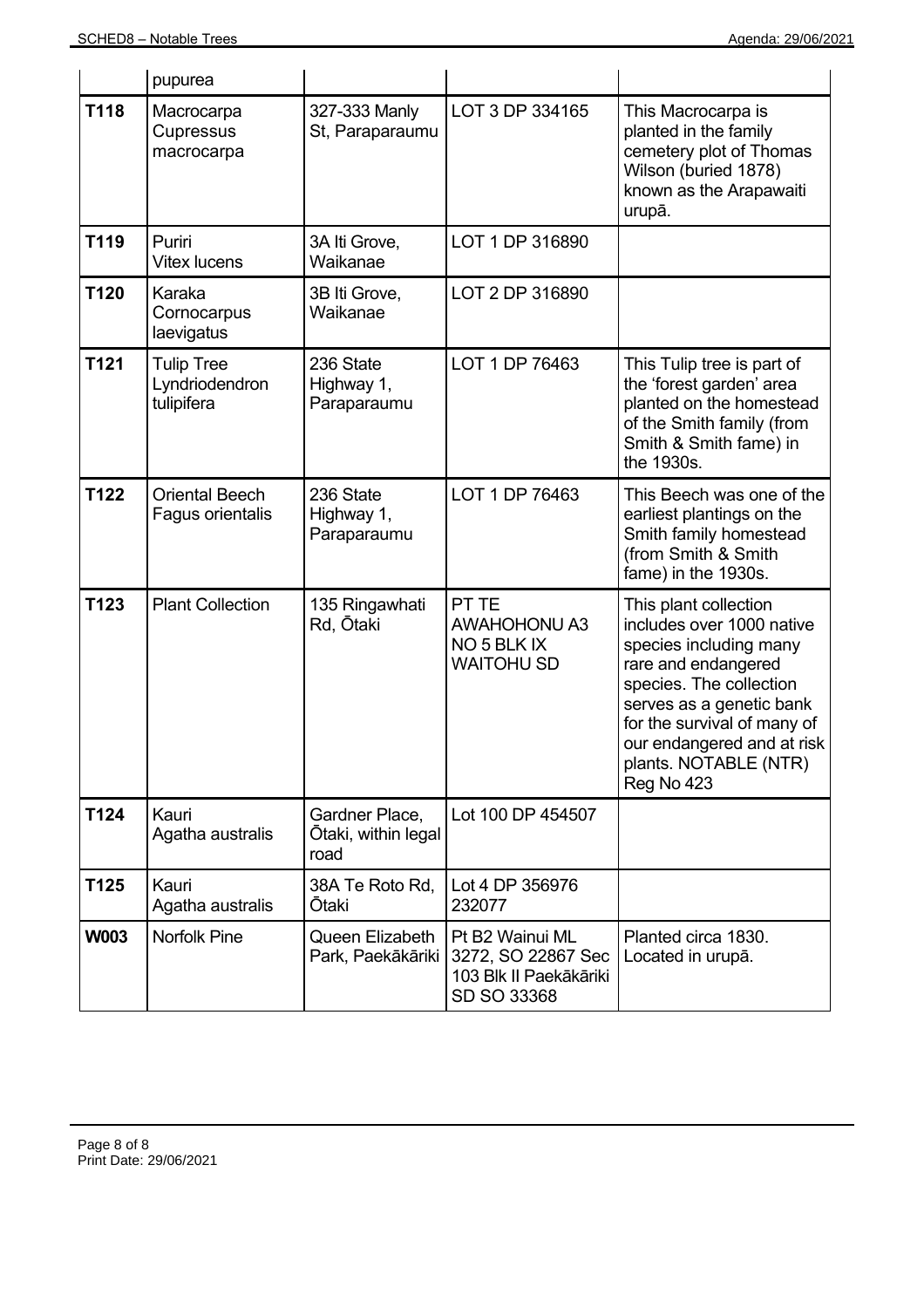| | | | | |
|---|---|---|---|---|
| | pupurea | | | |
| **T118** | Macrocarpa Cupressus macrocarpa | 327-333 Manly St, Paraparaumu | LOT 3 DP 334165 | This Macrocarpa is planted in the family cemetery plot of Thomas Wilson (buried 1878) known as the Arapawaiti urupā. |
| **T119** | Puriri Vitex lucens | 3A Iti Grove, Waikanae | LOT 1 DP 316890 | |
| **T120** | Karaka Cornocarpus laevigatus | 3B Iti Grove, Waikanae | LOT 2 DP 316890 | |
| **T121** | Tulip Tree Lyndriodendron tulipifera | 236 State Highway 1, Paraparaumu | LOT 1 DP 76463 | This Tulip tree is part of the 'forest garden' area planted on the homestead of the Smith family (from Smith & Smith fame) in the 1930s. |
| **T122** | Oriental Beech Fagus orientalis | 236 State Highway 1, Paraparaumu | LOT 1 DP 76463 | This Beech was one of the earliest plantings on the Smith family homestead (from Smith & Smith fame) in the 1930s. |
| **T123** | Plant Collection | 135 Ringawhati Rd, Ōtaki | PT TE AWAHOHONU A3 NO 5 BLK IX WAITOHU SD | This plant collection includes over 1000 native species including many rare and endangered species. The collection serves as a genetic bank for the survival of many of our endangered and at risk plants. NOTABLE (NTR) Reg No 423 |
| **T124** | Kauri Agatha australis | Gardner Place, Ōtaki, within legal road | Lot 100 DP 454507 | |
| **T125** | Kauri Agatha australis | 38A Te Roto Rd, Ōtaki | Lot 4 DP 356976 232077 | |
| **W003** | Norfolk Pine | Queen Elizabeth Park, Paekākāriki | Pt B2 Wainui ML 3272, SO 22867 Sec 103 Blk II Paekākāriki SD SO 33368 | Planted circa 1830. Located in urupā. |